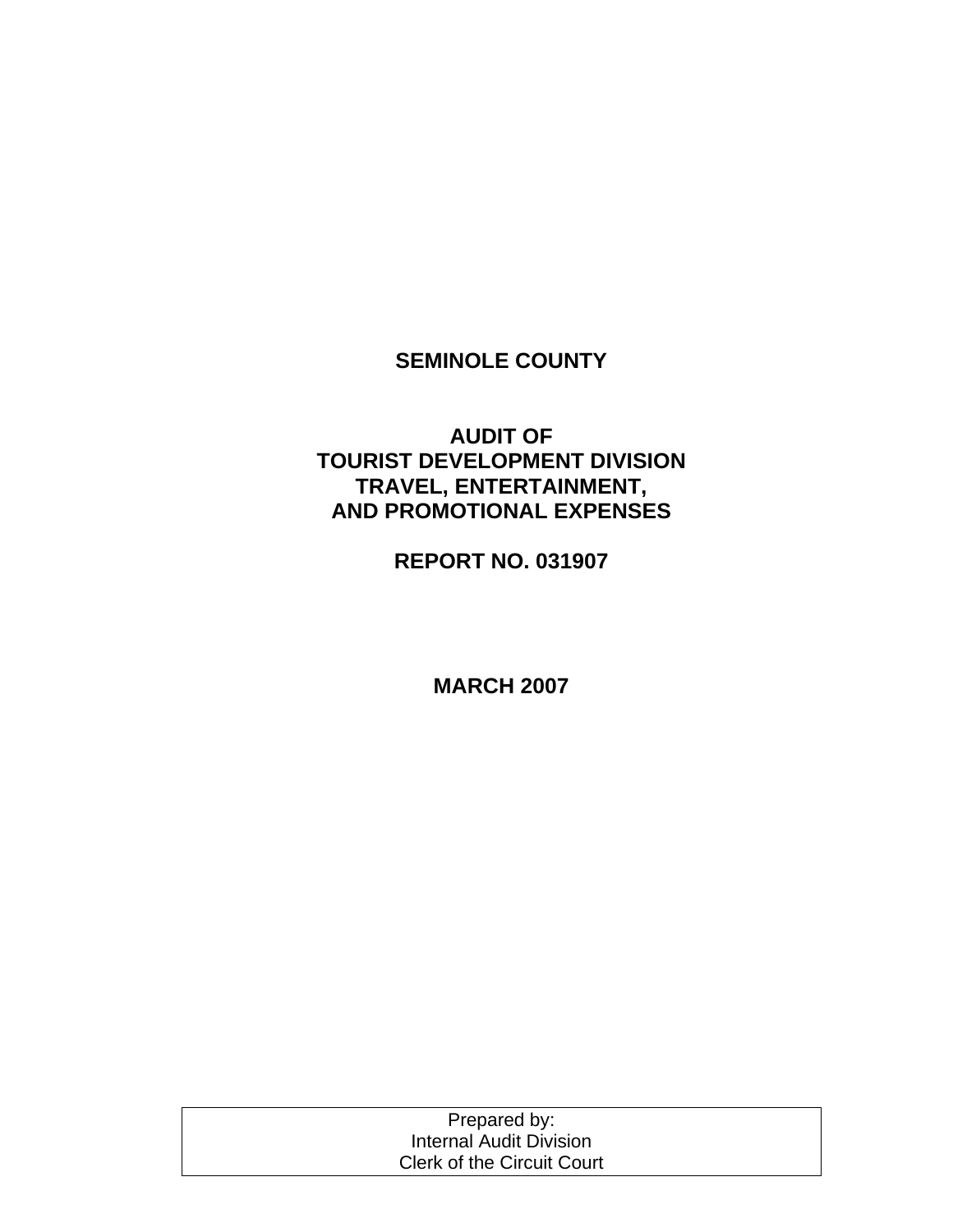# SEMINOLE COUNTY

## AUDIT OF TOURIST DEVELOPMENT DIVISION TRAVEL, ENTERTAINMENT, AND PROMOTIONAL EXPENSES

## REPORT NO. 031907

## MARCH 2007

Prepared by:
Internal Audit Division
Clerk of the Circuit Court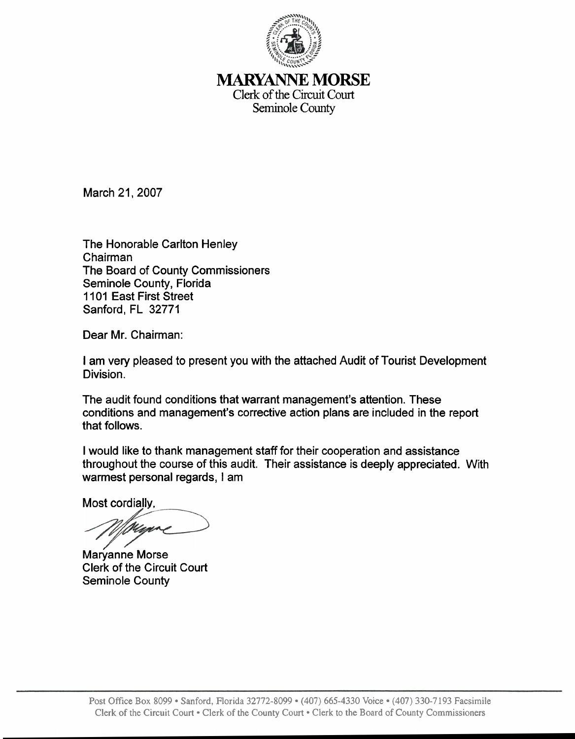# MARYANNE MORSE

Clerk of the Circuit Court
Seminole County

March 21, 2007

The Honorable Carlton Henley
Chairman
The Board of County Commissioners
Seminole County, Florida
1101 East First Street
Sanford, FL 32771

Dear Mr. Chairman:

I am very pleased to present you with the attached Audit of Tourist Development Division.

The audit found conditions that warrant management's attention. These conditions and management's corrective action plans are included in the report that follows.

I would like to thank management staff for their cooperation and assistance throughout the course of this audit. Their assistance is deeply appreciated. With warmest personal regards, I am

Most cordially,

Maryanne Morse
Clerk of the Circuit Court
Seminole County

Post Office Box 8099 • Sanford, Florida 32772-8099 • (407) 665-4330 Voice • (407) 330-7193 Facsimile
Clerk of the Circuit Court • Clerk of the County Court • Clerk to the Board of County Commissioners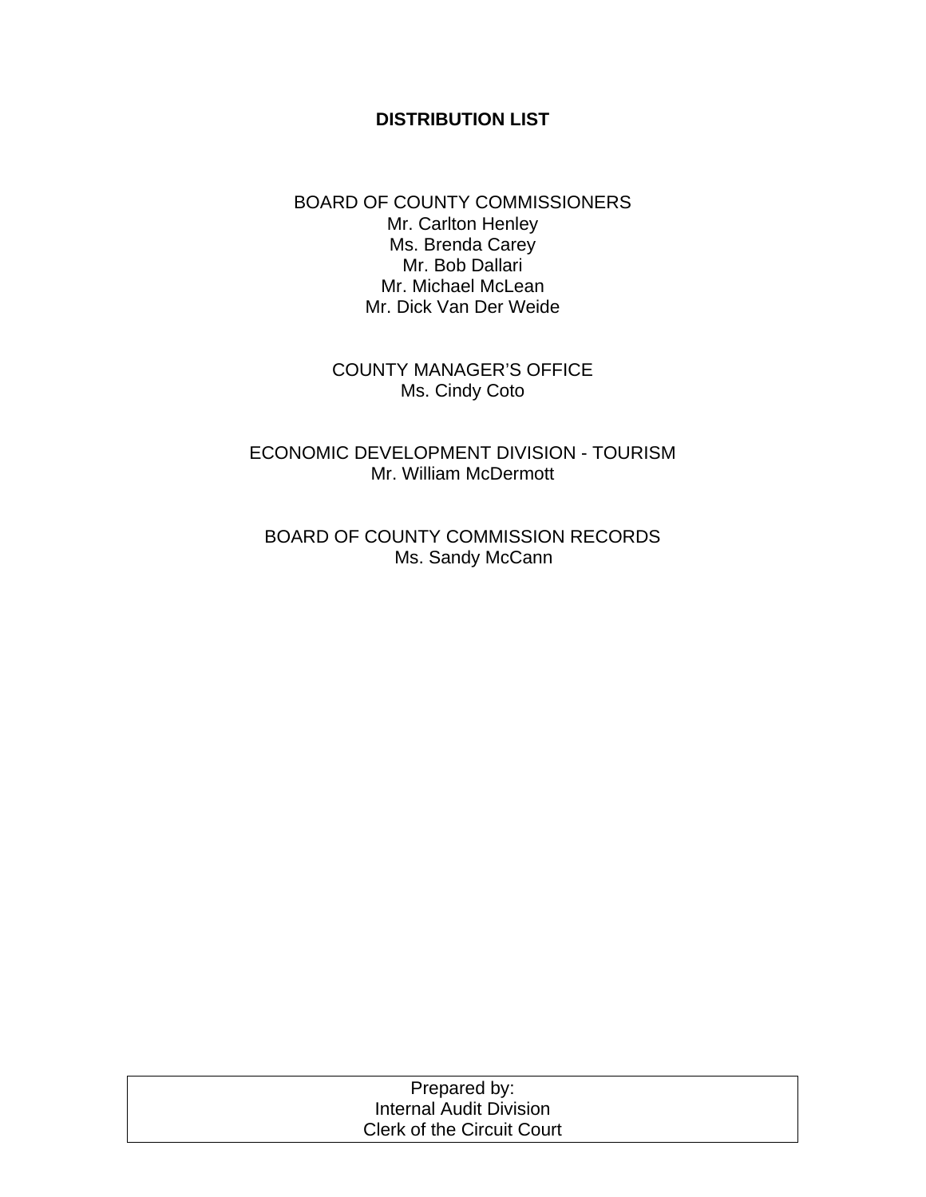# DISTRIBUTION LIST

BOARD OF COUNTY COMMISSIONERS
Mr. Carlton Henley
Ms. Brenda Carey
Mr. Bob Dallari
Mr. Michael McLean
Mr. Dick Van Der Weide

COUNTY MANAGER'S OFFICE
Ms. Cindy Coto

ECONOMIC DEVELOPMENT DIVISION - TOURISM
Mr. William McDermott

BOARD OF COUNTY COMMISSION RECORDS
Ms. Sandy McCann

Prepared by:
Internal Audit Division
Clerk of the Circuit Court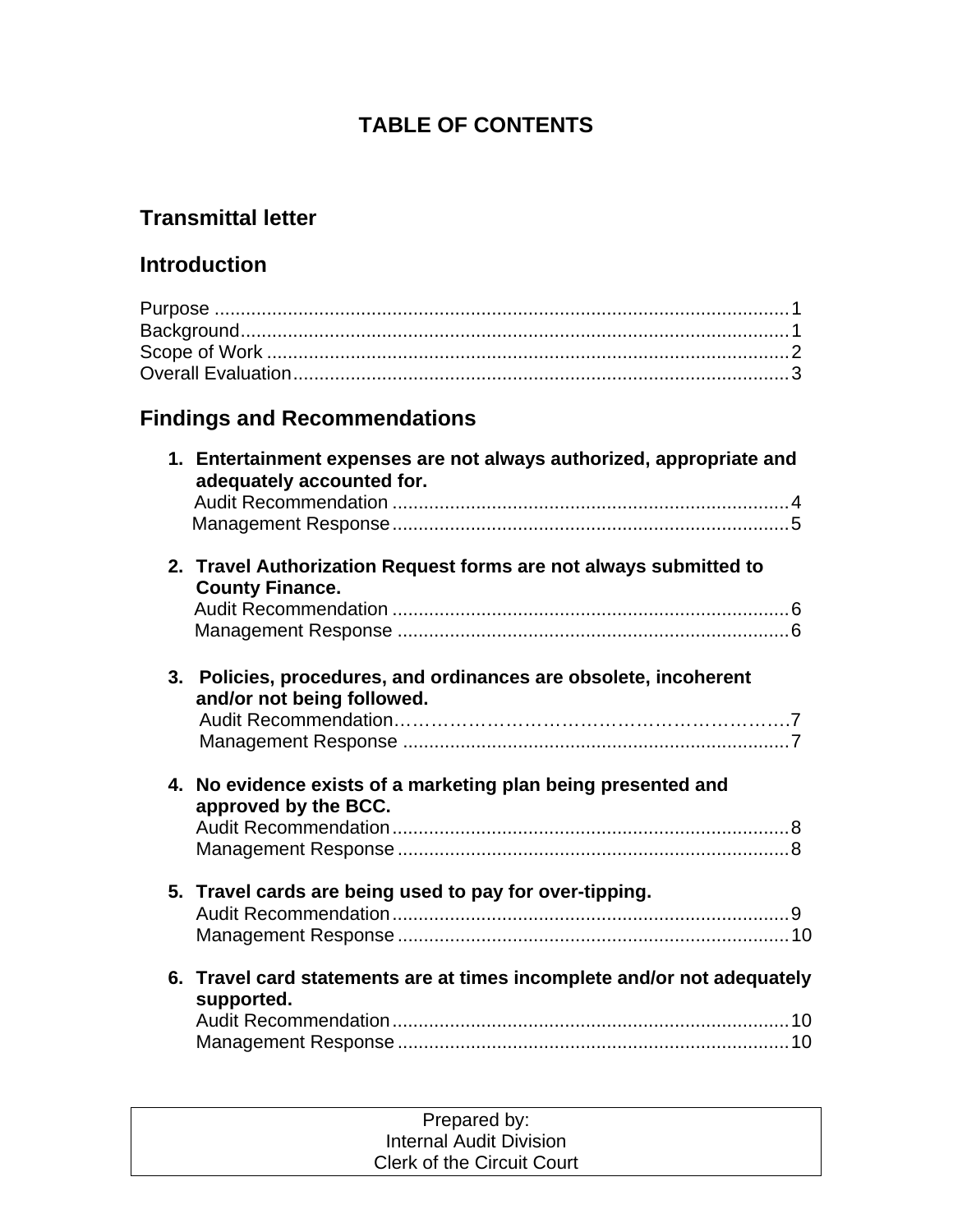# TABLE OF CONTENTS

## Transmittal letter

## Introduction

Purpose .............................................................................................................1
Background.........................................................................................................1
Scope of Work ....................................................................................................2
Overall Evaluation...............................................................................................3

## Findings and Recommendations

1. **Entertainment expenses are not always authorized, appropriate and adequately accounted for.**
   Audit Recommendation ............................................................................4
   Management Response............................................................................5

2. **Travel Authorization Request forms are not always submitted to County Finance.**
   Audit Recommendation ............................................................................6
   Management Response ...........................................................................6

3. **Policies, procedures, and ordinances are obsolete, incoherent and/or not being followed.**
   Audit Recommendation……………………………………………………….7
   Management Response ..........................................................................7

4. **No evidence exists of a marketing plan being presented and approved by the BCC.**
   Audit Recommendation............................................................................8
   Management Response ...........................................................................8

5. **Travel cards are being used to pay for over-tipping.**
   Audit Recommendation............................................................................9
   Management Response ...........................................................................10

6. **Travel card statements are at times incomplete and/or not adequately supported.**
   Audit Recommendation............................................................................10
   Management Response ...........................................................................10

Prepared by:
Internal Audit Division
Clerk of the Circuit Court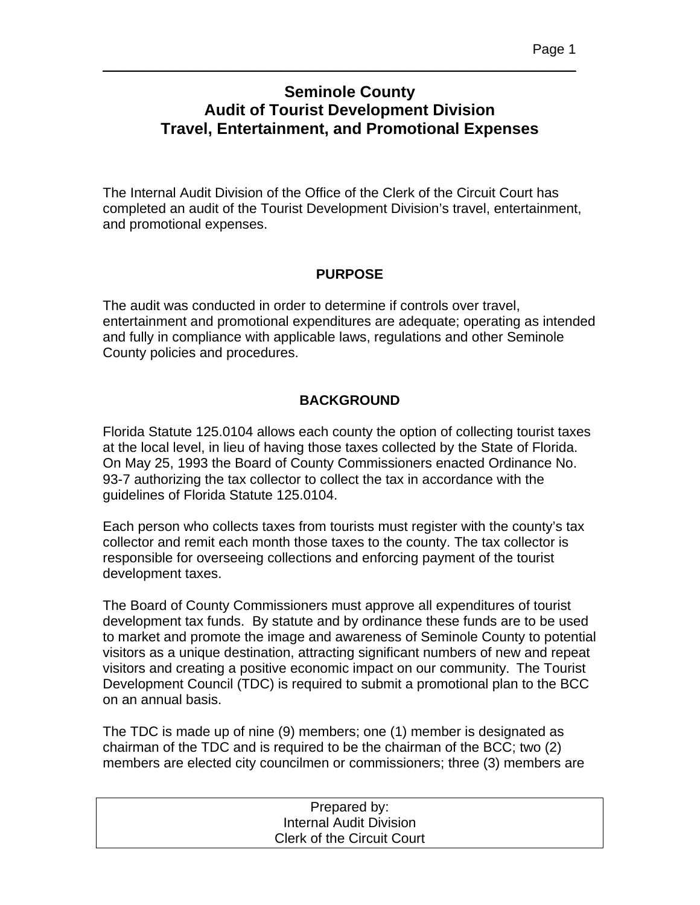# Seminole County
# Audit of Tourist Development Division
# Travel, Entertainment, and Promotional Expenses

The Internal Audit Division of the Office of the Clerk of the Circuit Court has completed an audit of the Tourist Development Division's travel, entertainment, and promotional expenses.

## PURPOSE

The audit was conducted in order to determine if controls over travel, entertainment and promotional expenditures are adequate; operating as intended and fully in compliance with applicable laws, regulations and other Seminole County policies and procedures.

## BACKGROUND

Florida Statute 125.0104 allows each county the option of collecting tourist taxes at the local level, in lieu of having those taxes collected by the State of Florida. On May 25, 1993 the Board of County Commissioners enacted Ordinance No. 93-7 authorizing the tax collector to collect the tax in accordance with the guidelines of Florida Statute 125.0104.

Each person who collects taxes from tourists must register with the county's tax collector and remit each month those taxes to the county. The tax collector is responsible for overseeing collections and enforcing payment of the tourist development taxes.

The Board of County Commissioners must approve all expenditures of tourist development tax funds. By statute and by ordinance these funds are to be used to market and promote the image and awareness of Seminole County to potential visitors as a unique destination, attracting significant numbers of new and repeat visitors and creating a positive economic impact on our community. The Tourist Development Council (TDC) is required to submit a promotional plan to the BCC on an annual basis.

The TDC is made up of nine (9) members; one (1) member is designated as chairman of the TDC and is required to be the chairman of the BCC; two (2) members are elected city councilmen or commissioners; three (3) members are

Prepared by:
Internal Audit Division
Clerk of the Circuit Court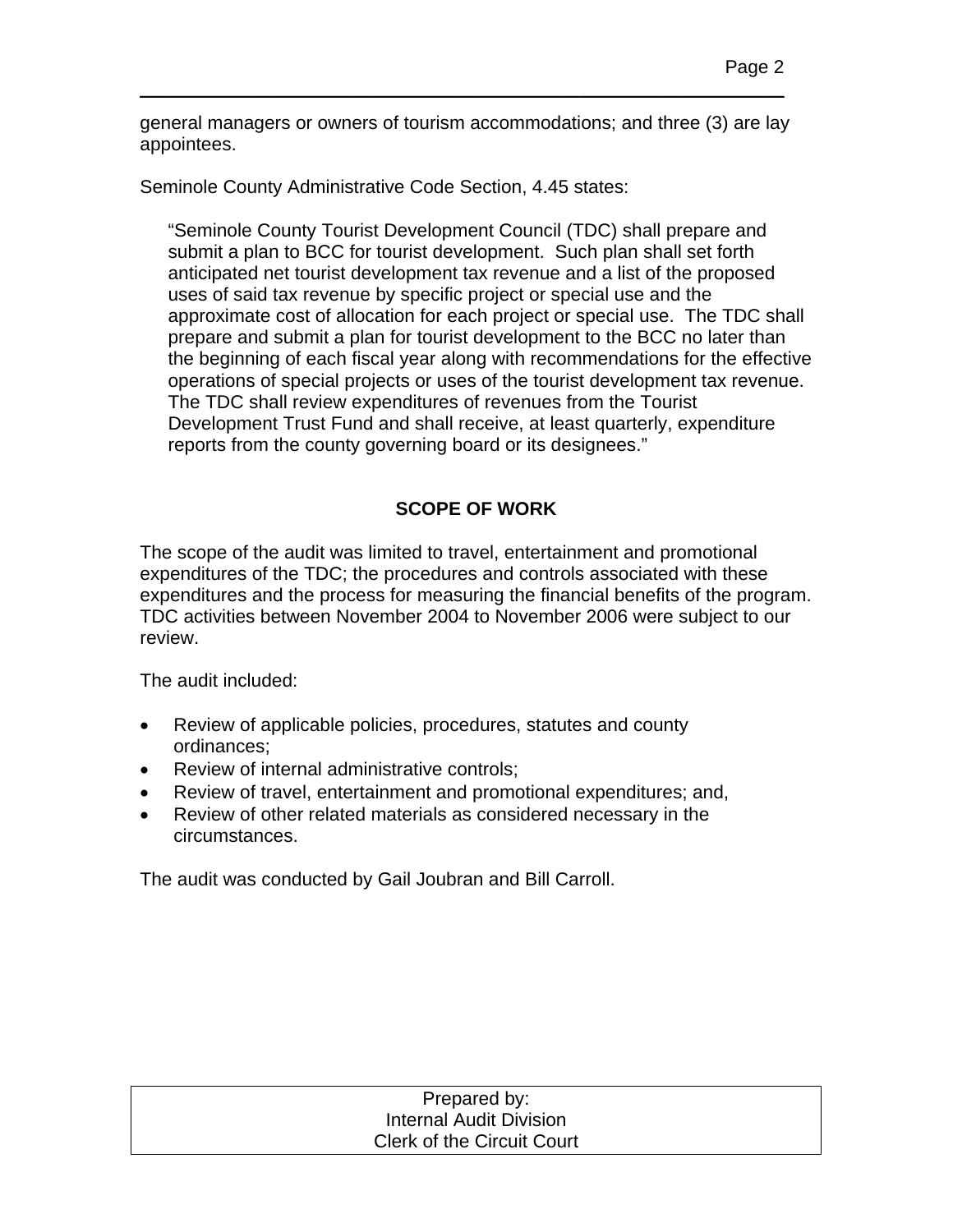general managers or owners of tourism accommodations; and three (3) are lay appointees.

Seminole County Administrative Code Section, 4.45 states:

> "Seminole County Tourist Development Council (TDC) shall prepare and submit a plan to BCC for tourist development. Such plan shall set forth anticipated net tourist development tax revenue and a list of the proposed uses of said tax revenue by specific project or special use and the approximate cost of allocation for each project or special use. The TDC shall prepare and submit a plan for tourist development to the BCC no later than the beginning of each fiscal year along with recommendations for the effective operations of special projects or uses of the tourist development tax revenue. The TDC shall review expenditures of revenues from the Tourist Development Trust Fund and shall receive, at least quarterly, expenditure reports from the county governing board or its designees."

## SCOPE OF WORK

The scope of the audit was limited to travel, entertainment and promotional expenditures of the TDC; the procedures and controls associated with these expenditures and the process for measuring the financial benefits of the program. TDC activities between November 2004 to November 2006 were subject to our review.

The audit included:

- Review of applicable policies, procedures, statutes and county ordinances;
- Review of internal administrative controls;
- Review of travel, entertainment and promotional expenditures; and,
- Review of other related materials as considered necessary in the circumstances.

The audit was conducted by Gail Joubran and Bill Carroll.

Prepared by:
Internal Audit Division
Clerk of the Circuit Court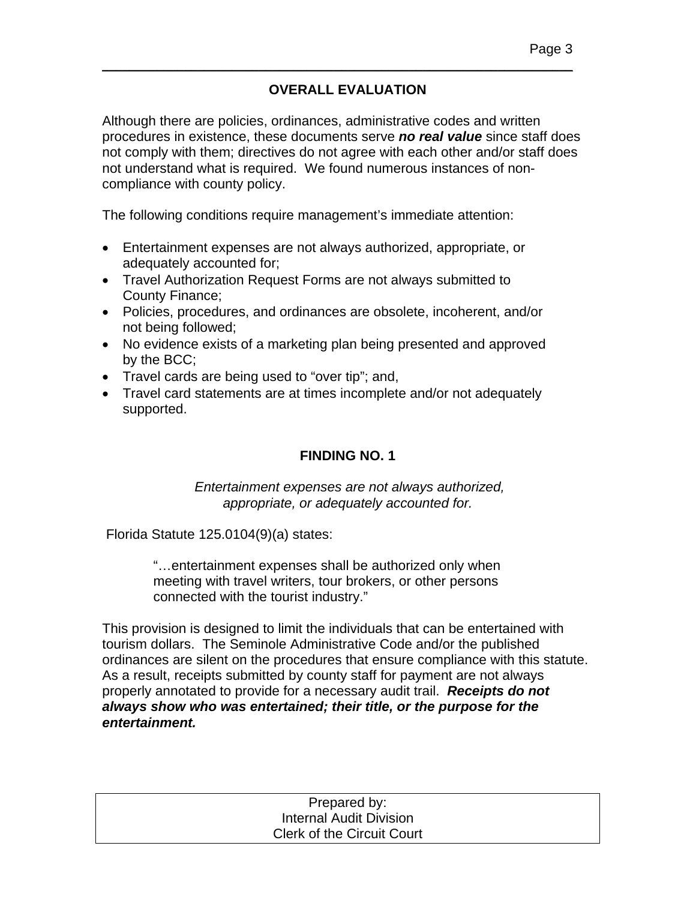## OVERALL EVALUATION

Although there are policies, ordinances, administrative codes and written procedures in existence, these documents serve ***no real value*** since staff does not comply with them; directives do not agree with each other and/or staff does not understand what is required. We found numerous instances of non-compliance with county policy.

The following conditions require management's immediate attention:

- Entertainment expenses are not always authorized, appropriate, or adequately accounted for;
- Travel Authorization Request Forms are not always submitted to County Finance;
- Policies, procedures, and ordinances are obsolete, incoherent, and/or not being followed;
- No evidence exists of a marketing plan being presented and approved by the BCC;
- Travel cards are being used to "over tip"; and,
- Travel card statements are at times incomplete and/or not adequately supported.

## FINDING NO. 1

*Entertainment expenses are not always authorized, appropriate, or adequately accounted for.*

Florida Statute 125.0104(9)(a) states:

> "…entertainment expenses shall be authorized only when meeting with travel writers, tour brokers, or other persons connected with the tourist industry."

This provision is designed to limit the individuals that can be entertained with tourism dollars. The Seminole Administrative Code and/or the published ordinances are silent on the procedures that ensure compliance with this statute. As a result, receipts submitted by county staff for payment are not always properly annotated to provide for a necessary audit trail. ***Receipts do not always show who was entertained; their title, or the purpose for the entertainment.***

Prepared by:
Internal Audit Division
Clerk of the Circuit Court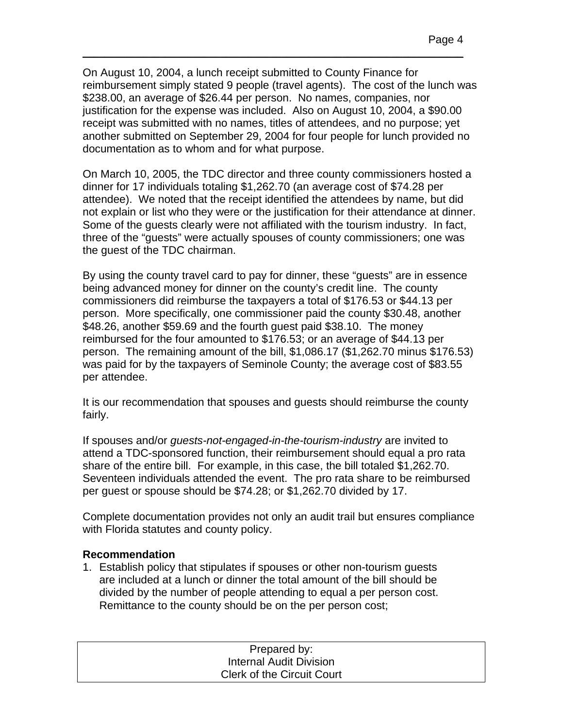On August 10, 2004, a lunch receipt submitted to County Finance for reimbursement simply stated 9 people (travel agents). The cost of the lunch was $238.00, an average of $26.44 per person. No names, companies, nor justification for the expense was included. Also on August 10, 2004, a $90.00 receipt was submitted with no names, titles of attendees, and no purpose; yet another submitted on September 29, 2004 for four people for lunch provided no documentation as to whom and for what purpose.

On March 10, 2005, the TDC director and three county commissioners hosted a dinner for 17 individuals totaling $1,262.70 (an average cost of $74.28 per attendee). We noted that the receipt identified the attendees by name, but did not explain or list who they were or the justification for their attendance at dinner. Some of the guests clearly were not affiliated with the tourism industry. In fact, three of the "guests" were actually spouses of county commissioners; one was the guest of the TDC chairman.

By using the county travel card to pay for dinner, these "guests" are in essence being advanced money for dinner on the county's credit line. The county commissioners did reimburse the taxpayers a total of $176.53 or $44.13 per person. More specifically, one commissioner paid the county $30.48, another $48.26, another $59.69 and the fourth guest paid $38.10. The money reimbursed for the four amounted to $176.53; or an average of $44.13 per person. The remaining amount of the bill, $1,086.17 ($1,262.70 minus $176.53) was paid for by the taxpayers of Seminole County; the average cost of $83.55 per attendee.

It is our recommendation that spouses and guests should reimburse the county fairly.

If spouses and/or *guests-not-engaged-in-the-tourism-industry* are invited to attend a TDC-sponsored function, their reimbursement should equal a pro rata share of the entire bill. For example, in this case, the bill totaled $1,262.70. Seventeen individuals attended the event. The pro rata share to be reimbursed per guest or spouse should be $74.28; or $1,262.70 divided by 17.

Complete documentation provides not only an audit trail but ensures compliance with Florida statutes and county policy.

**Recommendation**

1. Establish policy that stipulates if spouses or other non-tourism guests are included at a lunch or dinner the total amount of the bill should be divided by the number of people attending to equal a per person cost. Remittance to the county should be on the per person cost;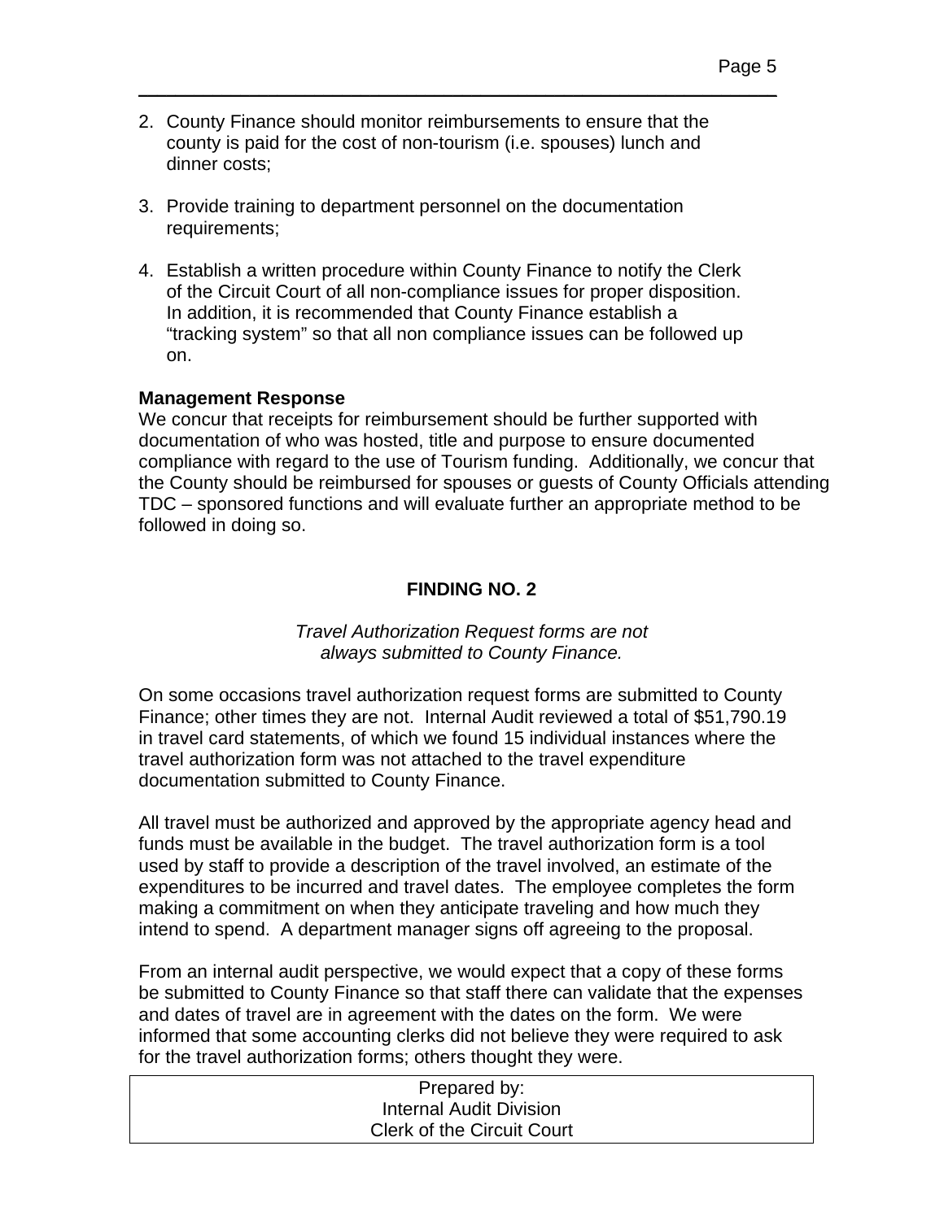2. County Finance should monitor reimbursements to ensure that the county is paid for the cost of non-tourism (i.e. spouses) lunch and dinner costs;

3. Provide training to department personnel on the documentation requirements;

4. Establish a written procedure within County Finance to notify the Clerk of the Circuit Court of all non-compliance issues for proper disposition. In addition, it is recommended that County Finance establish a "tracking system" so that all non compliance issues can be followed up on.

**Management Response**
We concur that receipts for reimbursement should be further supported with documentation of who was hosted, title and purpose to ensure documented compliance with regard to the use of Tourism funding. Additionally, we concur that the County should be reimbursed for spouses or guests of County Officials attending TDC – sponsored functions and will evaluate further an appropriate method to be followed in doing so.

## FINDING NO. 2

*Travel Authorization Request forms are not always submitted to County Finance.*

On some occasions travel authorization request forms are submitted to County Finance; other times they are not. Internal Audit reviewed a total of $51,790.19 in travel card statements, of which we found 15 individual instances where the travel authorization form was not attached to the travel expenditure documentation submitted to County Finance.

All travel must be authorized and approved by the appropriate agency head and funds must be available in the budget. The travel authorization form is a tool used by staff to provide a description of the travel involved, an estimate of the expenditures to be incurred and travel dates. The employee completes the form making a commitment on when they anticipate traveling and how much they intend to spend. A department manager signs off agreeing to the proposal.

From an internal audit perspective, we would expect that a copy of these forms be submitted to County Finance so that staff there can validate that the expenses and dates of travel are in agreement with the dates on the form. We were informed that some accounting clerks did not believe they were required to ask for the travel authorization forms; others thought they were.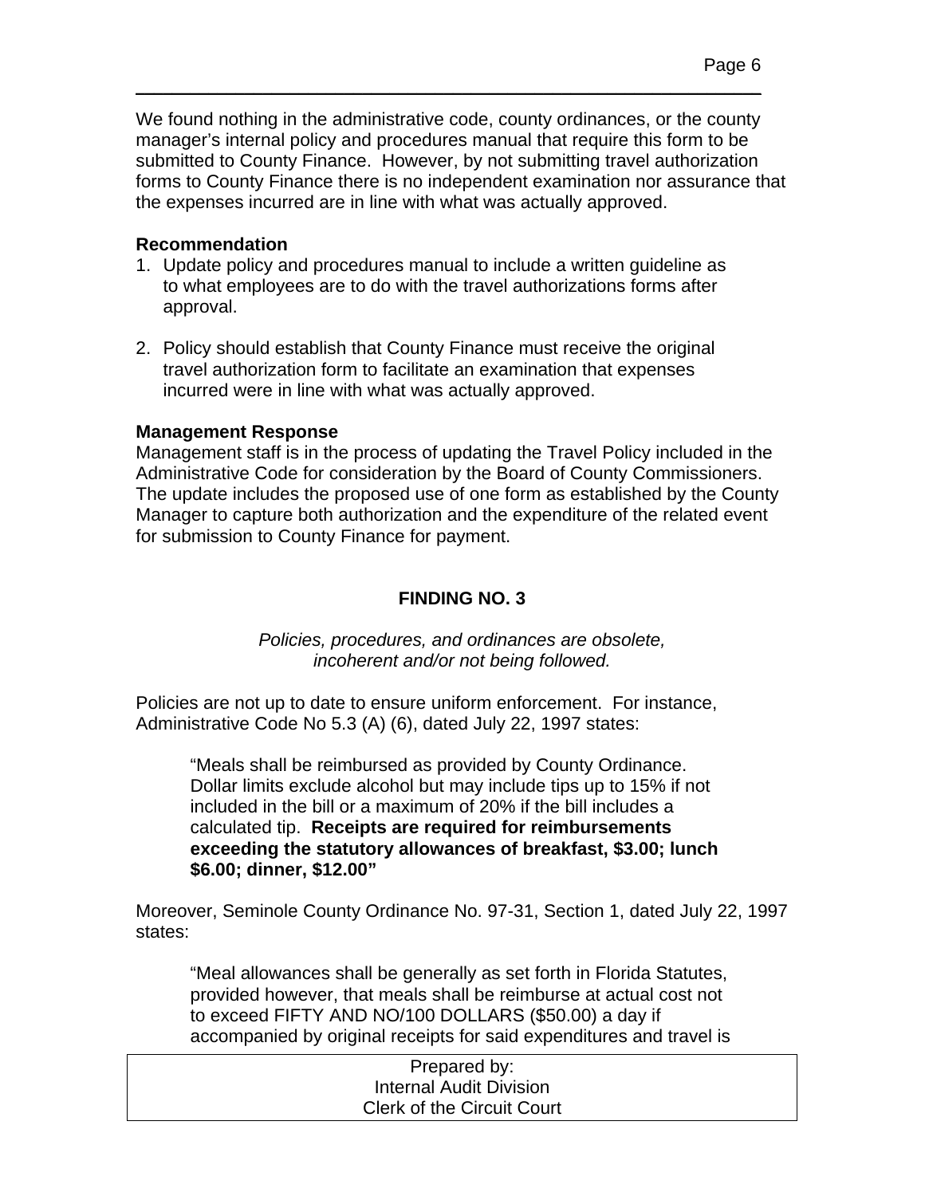We found nothing in the administrative code, county ordinances, or the county manager's internal policy and procedures manual that require this form to be submitted to County Finance. However, by not submitting travel authorization forms to County Finance there is no independent examination nor assurance that the expenses incurred are in line with what was actually approved.

**Recommendation**

1. Update policy and procedures manual to include a written guideline as to what employees are to do with the travel authorizations forms after approval.

2. Policy should establish that County Finance must receive the original travel authorization form to facilitate an examination that expenses incurred were in line with what was actually approved.

**Management Response**

Management staff is in the process of updating the Travel Policy included in the Administrative Code for consideration by the Board of County Commissioners. The update includes the proposed use of one form as established by the County Manager to capture both authorization and the expenditure of the related event for submission to County Finance for payment.

## FINDING NO. 3

*Policies, procedures, and ordinances are obsolete, incoherent and/or not being followed.*

Policies are not up to date to ensure uniform enforcement. For instance, Administrative Code No 5.3 (A) (6), dated July 22, 1997 states:

> "Meals shall be reimbursed as provided by County Ordinance. Dollar limits exclude alcohol but may include tips up to 15% if not included in the bill or a maximum of 20% if the bill includes a calculated tip. **Receipts are required for reimbursements exceeding the statutory allowances of breakfast, $3.00; lunch $6.00; dinner, $12.00"**

Moreover, Seminole County Ordinance No. 97-31, Section 1, dated July 22, 1997 states:

> "Meal allowances shall be generally as set forth in Florida Statutes, provided however, that meals shall be reimburse at actual cost not to exceed FIFTY AND NO/100 DOLLARS ($50.00) a day if accompanied by original receipts for said expenditures and travel is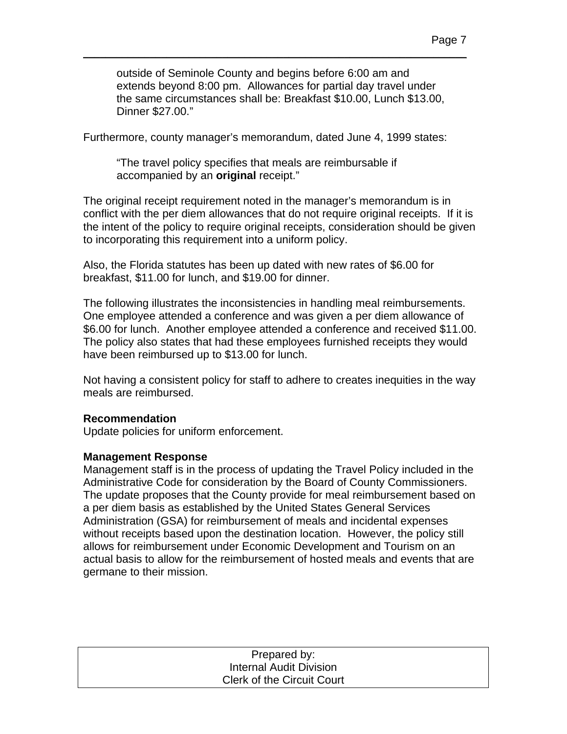> outside of Seminole County and begins before 6:00 am and extends beyond 8:00 pm. Allowances for partial day travel under the same circumstances shall be: Breakfast $10.00, Lunch $13.00, Dinner $27.00."

Furthermore, county manager's memorandum, dated June 4, 1999 states:

> "The travel policy specifies that meals are reimbursable if accompanied by an **original** receipt."

The original receipt requirement noted in the manager's memorandum is in conflict with the per diem allowances that do not require original receipts. If it is the intent of the policy to require original receipts, consideration should be given to incorporating this requirement into a uniform policy.

Also, the Florida statutes has been up dated with new rates of $6.00 for breakfast, $11.00 for lunch, and $19.00 for dinner.

The following illustrates the inconsistencies in handling meal reimbursements. One employee attended a conference and was given a per diem allowance of $6.00 for lunch. Another employee attended a conference and received $11.00. The policy also states that had these employees furnished receipts they would have been reimbursed up to $13.00 for lunch.

Not having a consistent policy for staff to adhere to creates inequities in the way meals are reimbursed.

**Recommendation**

Update policies for uniform enforcement.

**Management Response**

Management staff is in the process of updating the Travel Policy included in the Administrative Code for consideration by the Board of County Commissioners. The update proposes that the County provide for meal reimbursement based on a per diem basis as established by the United States General Services Administration (GSA) for reimbursement of meals and incidental expenses without receipts based upon the destination location. However, the policy still allows for reimbursement under Economic Development and Tourism on an actual basis to allow for the reimbursement of hosted meals and events that are germane to their mission.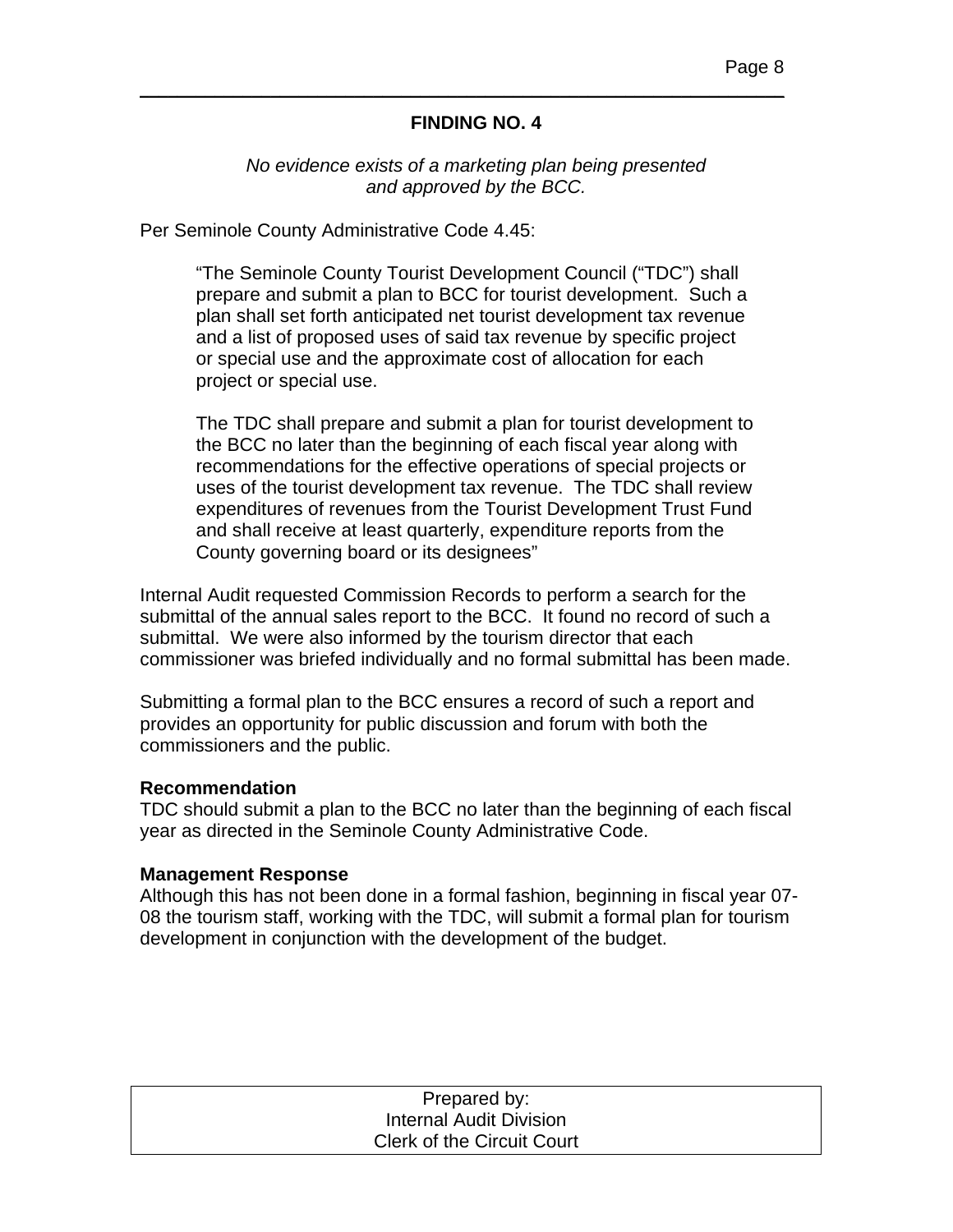## FINDING NO. 4

*No evidence exists of a marketing plan being presented and approved by the BCC.*

Per Seminole County Administrative Code 4.45:

> "The Seminole County Tourist Development Council ("TDC") shall prepare and submit a plan to BCC for tourist development. Such a plan shall set forth anticipated net tourist development tax revenue and a list of proposed uses of said tax revenue by specific project or special use and the approximate cost of allocation for each project or special use.
>
> The TDC shall prepare and submit a plan for tourist development to the BCC no later than the beginning of each fiscal year along with recommendations for the effective operations of special projects or uses of the tourist development tax revenue. The TDC shall review expenditures of revenues from the Tourist Development Trust Fund and shall receive at least quarterly, expenditure reports from the County governing board or its designees"

Internal Audit requested Commission Records to perform a search for the submittal of the annual sales report to the BCC. It found no record of such a submittal. We were also informed by the tourism director that each commissioner was briefed individually and no formal submittal has been made.

Submitting a formal plan to the BCC ensures a record of such a report and provides an opportunity for public discussion and forum with both the commissioners and the public.

**Recommendation**
TDC should submit a plan to the BCC no later than the beginning of each fiscal year as directed in the Seminole County Administrative Code.

**Management Response**
Although this has not been done in a formal fashion, beginning in fiscal year 07-08 the tourism staff, working with the TDC, will submit a formal plan for tourism development in conjunction with the development of the budget.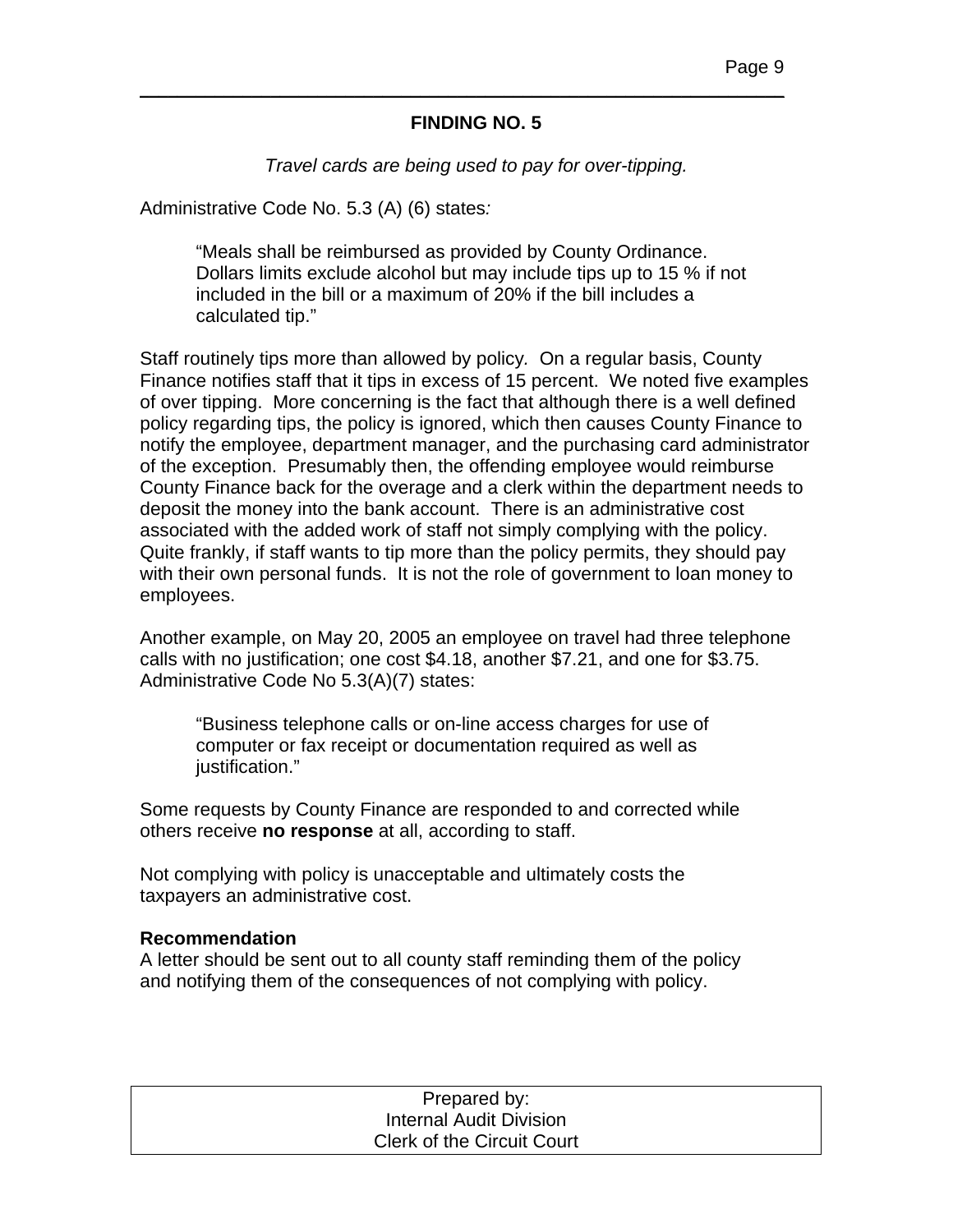## FINDING NO. 5

*Travel cards are being used to pay for over-tipping.*

Administrative Code No. 5.3 (A) (6) states*:*

> "Meals shall be reimbursed as provided by County Ordinance. Dollars limits exclude alcohol but may include tips up to 15 % if not included in the bill or a maximum of 20% if the bill includes a calculated tip."

Staff routinely tips more than allowed by policy. On a regular basis, County Finance notifies staff that it tips in excess of 15 percent. We noted five examples of over tipping. More concerning is the fact that although there is a well defined policy regarding tips, the policy is ignored, which then causes County Finance to notify the employee, department manager, and the purchasing card administrator of the exception. Presumably then, the offending employee would reimburse County Finance back for the overage and a clerk within the department needs to deposit the money into the bank account. There is an administrative cost associated with the added work of staff not simply complying with the policy. Quite frankly, if staff wants to tip more than the policy permits, they should pay with their own personal funds. It is not the role of government to loan money to employees.

Another example, on May 20, 2005 an employee on travel had three telephone calls with no justification; one cost $4.18, another $7.21, and one for $3.75. Administrative Code No 5.3(A)(7) states:

> "Business telephone calls or on-line access charges for use of computer or fax receipt or documentation required as well as justification."

Some requests by County Finance are responded to and corrected while others receive **no response** at all, according to staff.

Not complying with policy is unacceptable and ultimately costs the taxpayers an administrative cost.

**Recommendation**
A letter should be sent out to all county staff reminding them of the policy and notifying them of the consequences of not complying with policy.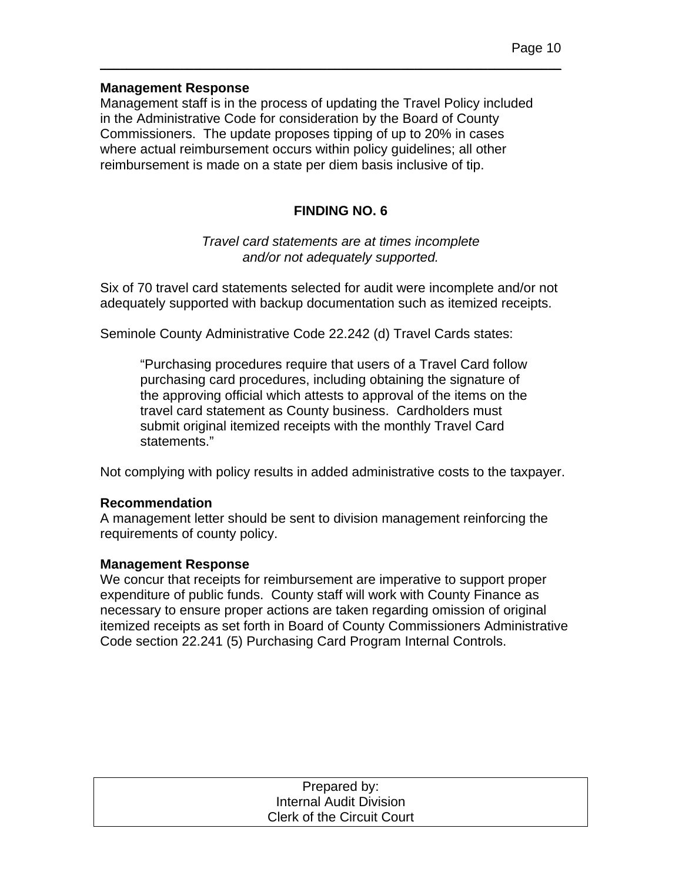**Management Response**
Management staff is in the process of updating the Travel Policy included in the Administrative Code for consideration by the Board of County Commissioners. The update proposes tipping of up to 20% in cases where actual reimbursement occurs within policy guidelines; all other reimbursement is made on a state per diem basis inclusive of tip.

## FINDING NO. 6

*Travel card statements are at times incomplete and/or not adequately supported.*

Six of 70 travel card statements selected for audit were incomplete and/or not adequately supported with backup documentation such as itemized receipts.

Seminole County Administrative Code 22.242 (d) Travel Cards states:

> "Purchasing procedures require that users of a Travel Card follow purchasing card procedures, including obtaining the signature of the approving official which attests to approval of the items on the travel card statement as County business. Cardholders must submit original itemized receipts with the monthly Travel Card statements."

Not complying with policy results in added administrative costs to the taxpayer.

**Recommendation**
A management letter should be sent to division management reinforcing the requirements of county policy.

**Management Response**
We concur that receipts for reimbursement are imperative to support proper expenditure of public funds. County staff will work with County Finance as necessary to ensure proper actions are taken regarding omission of original itemized receipts as set forth in Board of County Commissioners Administrative Code section 22.241 (5) Purchasing Card Program Internal Controls.

Prepared by:
Internal Audit Division
Clerk of the Circuit Court